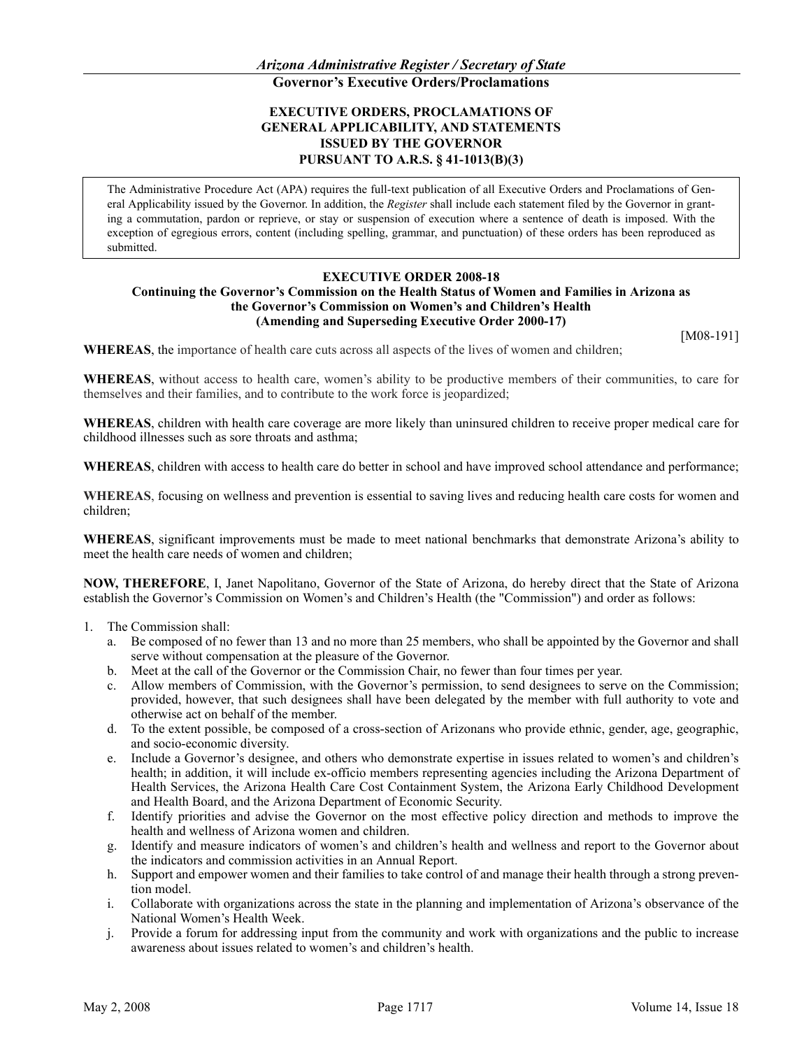## Governor's Executive Orders/Proclamations

### EXECUTIVE ORDERS, PROCLAMATIONS OF GENERAL APPLICABILITY, AND STATEMENTS ISSUED BY THE GOVERNOR PURSUANT TO A.R.S. § 41-1013(B)(3)

The Administrative Procedure Act (APA) requires the full-text publication of all Executive Orders and Proclamations of General Applicability issued by the Governor. In addition, the *Register* shall include each statement filed by the Governor in granting a commutation, pardon or reprieve, or stay or suspension of execution where a sentence of death is imposed. With the exception of egregious errors, content (including spelling, grammar, and punctuation) of these orders has been reproduced as submitted.

### EXECUTIVE ORDER 2008-18

**Continuing the Governor's Commission on the Health Status of Women and Families in Arizona as the Governor's Commission on Women's and Children's Health (Amending and Superseding Executive Order 2000-17)**

[M08-191]

**WHEREAS**, the importance of health care cuts across all aspects of the lives of women and children;

**WHEREAS**, without access to health care, women's ability to be productive members of their communities, to care for themselves and their families, and to contribute to the work force is jeopardized;

**WHEREAS**, children with health care coverage are more likely than uninsured children to receive proper medical care for childhood illnesses such as sore throats and asthma;

**WHEREAS**, children with access to health care do better in school and have improved school attendance and performance;

**WHEREAS**, focusing on wellness and prevention is essential to saving lives and reducing health care costs for women and children;

**WHEREAS**, significant improvements must be made to meet national benchmarks that demonstrate Arizona's ability to meet the health care needs of women and children;

**NOW, THEREFORE**, I, Janet Napolitano, Governor of the State of Arizona, do hereby direct that the State of Arizona establish the Governor's Commission on Women's and Children's Health (the "Commission") and order as follows:

1. The Commission shall:
   a. Be composed of no fewer than 13 and no more than 25 members, who shall be appointed by the Governor and shall serve without compensation at the pleasure of the Governor.
   b. Meet at the call of the Governor or the Commission Chair, no fewer than four times per year.
   c. Allow members of Commission, with the Governor's permission, to send designees to serve on the Commission; provided, however, that such designees shall have been delegated by the member with full authority to vote and otherwise act on behalf of the member.
   d. To the extent possible, be composed of a cross-section of Arizonans who provide ethnic, gender, age, geographic, and socio-economic diversity.
   e. Include a Governor's designee, and others who demonstrate expertise in issues related to women's and children's health; in addition, it will include ex-officio members representing agencies including the Arizona Department of Health Services, the Arizona Health Care Cost Containment System, the Arizona Early Childhood Development and Health Board, and the Arizona Department of Economic Security.
   f. Identify priorities and advise the Governor on the most effective policy direction and methods to improve the health and wellness of Arizona women and children.
   g. Identify and measure indicators of women's and children's health and wellness and report to the Governor about the indicators and commission activities in an Annual Report.
   h. Support and empower women and their families to take control of and manage their health through a strong prevention model.
   i. Collaborate with organizations across the state in the planning and implementation of Arizona's observance of the National Women's Health Week.
   j. Provide a forum for addressing input from the community and work with organizations and the public to increase awareness about issues related to women's and children's health.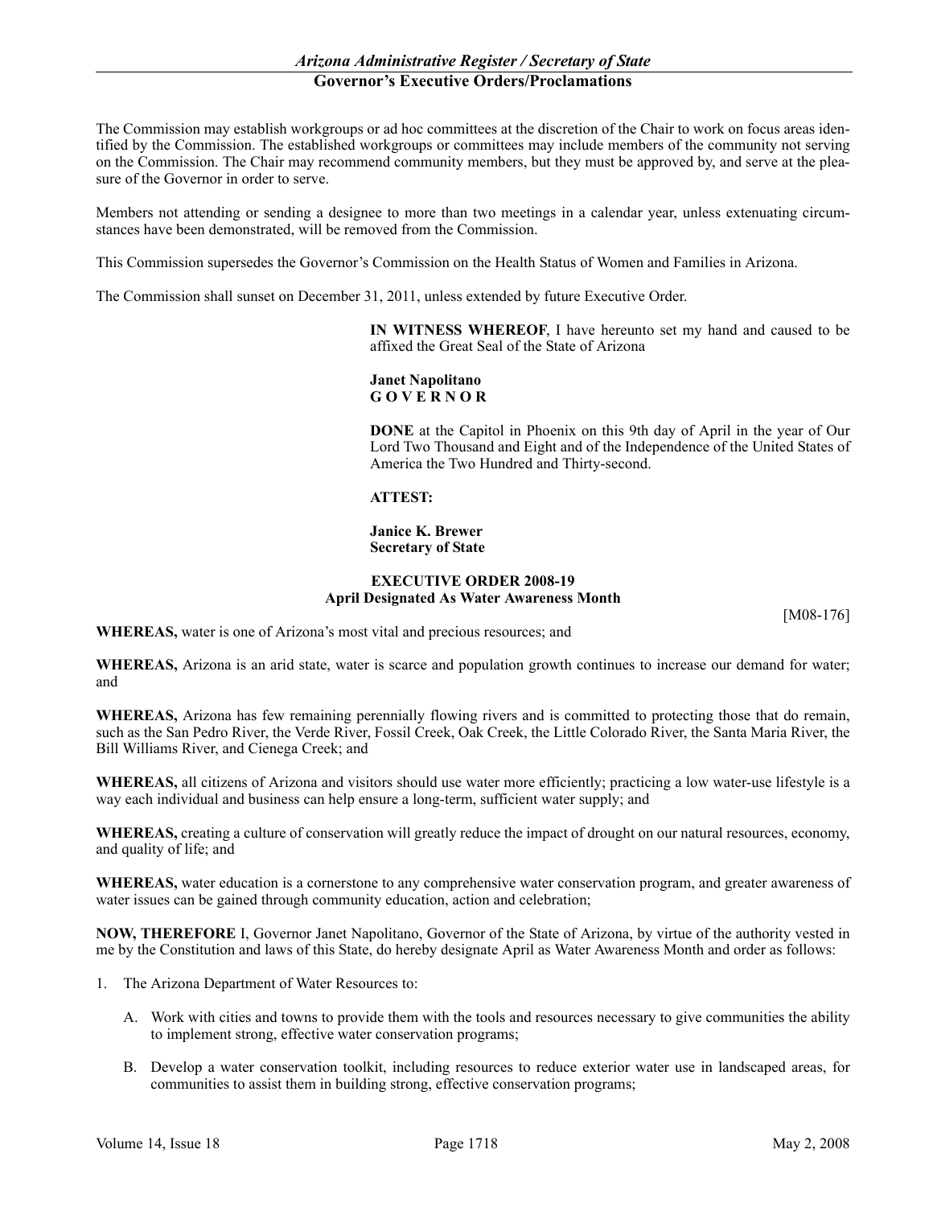The Commission may establish workgroups or ad hoc committees at the discretion of the Chair to work on focus areas identified by the Commission. The established workgroups or committees may include members of the community not serving on the Commission. The Chair may recommend community members, but they must be approved by, and serve at the pleasure of the Governor in order to serve.

Members not attending or sending a designee to more than two meetings in a calendar year, unless extenuating circumstances have been demonstrated, will be removed from the Commission.

This Commission supersedes the Governor's Commission on the Health Status of Women and Families in Arizona.

The Commission shall sunset on December 31, 2011, unless extended by future Executive Order.

**IN WITNESS WHEREOF**, I have hereunto set my hand and caused to be affixed the Great Seal of the State of Arizona

**Janet Napolitano**
**G O V E R N O R**

**DONE** at the Capitol in Phoenix on this 9th day of April in the year of Our Lord Two Thousand and Eight and of the Independence of the United States of America the Two Hundred and Thirty-second.

**ATTEST:**

**Janice K. Brewer**
**Secretary of State**

**EXECUTIVE ORDER 2008-19**
**April Designated As Water Awareness Month**

[M08-176]

**WHEREAS,** water is one of Arizona's most vital and precious resources; and

**WHEREAS,** Arizona is an arid state, water is scarce and population growth continues to increase our demand for water; and

**WHEREAS,** Arizona has few remaining perennially flowing rivers and is committed to protecting those that do remain, such as the San Pedro River, the Verde River, Fossil Creek, Oak Creek, the Little Colorado River, the Santa Maria River, the Bill Williams River, and Cienega Creek; and

**WHEREAS,** all citizens of Arizona and visitors should use water more efficiently; practicing a low water-use lifestyle is a way each individual and business can help ensure a long-term, sufficient water supply; and

**WHEREAS,** creating a culture of conservation will greatly reduce the impact of drought on our natural resources, economy, and quality of life; and

**WHEREAS,** water education is a cornerstone to any comprehensive water conservation program, and greater awareness of water issues can be gained through community education, action and celebration;

**NOW, THEREFORE** I, Governor Janet Napolitano, Governor of the State of Arizona, by virtue of the authority vested in me by the Constitution and laws of this State, do hereby designate April as Water Awareness Month and order as follows:

1. The Arizona Department of Water Resources to:

   A. Work with cities and towns to provide them with the tools and resources necessary to give communities the ability to implement strong, effective water conservation programs;

   B. Develop a water conservation toolkit, including resources to reduce exterior water use in landscaped areas, for communities to assist them in building strong, effective conservation programs;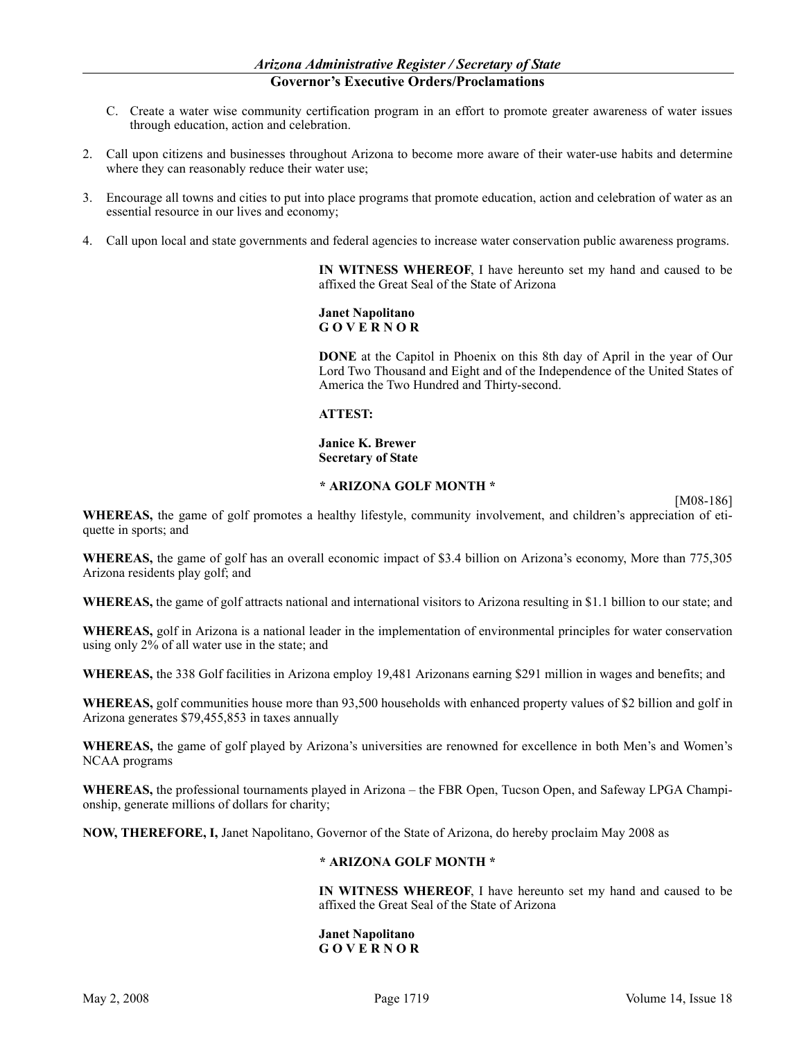C. Create a water wise community certification program in an effort to promote greater awareness of water issues through education, action and celebration.

2. Call upon citizens and businesses throughout Arizona to become more aware of their water-use habits and determine where they can reasonably reduce their water use;

3. Encourage all towns and cities to put into place programs that promote education, action and celebration of water as an essential resource in our lives and economy;

4. Call upon local and state governments and federal agencies to increase water conservation public awareness programs.

**IN WITNESS WHEREOF**, I have hereunto set my hand and caused to be affixed the Great Seal of the State of Arizona

**Janet Napolitano**
**G O V E R N O R**

**DONE** at the Capitol in Phoenix on this 8th day of April in the year of Our Lord Two Thousand and Eight and of the Independence of the United States of America the Two Hundred and Thirty-second.

**ATTEST:**

**Janice K. Brewer**
**Secretary of State**

**\* ARIZONA GOLF MONTH \***

[M08-186]

**WHEREAS,** the game of golf promotes a healthy lifestyle, community involvement, and children's appreciation of etiquette in sports; and

**WHEREAS,** the game of golf has an overall economic impact of $3.4 billion on Arizona's economy, More than 775,305 Arizona residents play golf; and

**WHEREAS,** the game of golf attracts national and international visitors to Arizona resulting in $1.1 billion to our state; and

**WHEREAS,** golf in Arizona is a national leader in the implementation of environmental principles for water conservation using only 2% of all water use in the state; and

**WHEREAS,** the 338 Golf facilities in Arizona employ 19,481 Arizonans earning $291 million in wages and benefits; and

**WHEREAS,** golf communities house more than 93,500 households with enhanced property values of $2 billion and golf in Arizona generates $79,455,853 in taxes annually

**WHEREAS,** the game of golf played by Arizona's universities are renowned for excellence in both Men's and Women's NCAA programs

**WHEREAS,** the professional tournaments played in Arizona – the FBR Open, Tucson Open, and Safeway LPGA Championship, generate millions of dollars for charity;

**NOW, THEREFORE, I,** Janet Napolitano, Governor of the State of Arizona, do hereby proclaim May 2008 as

**\* ARIZONA GOLF MONTH \***

**IN WITNESS WHEREOF**, I have hereunto set my hand and caused to be affixed the Great Seal of the State of Arizona

**Janet Napolitano**
**G O V E R N O R**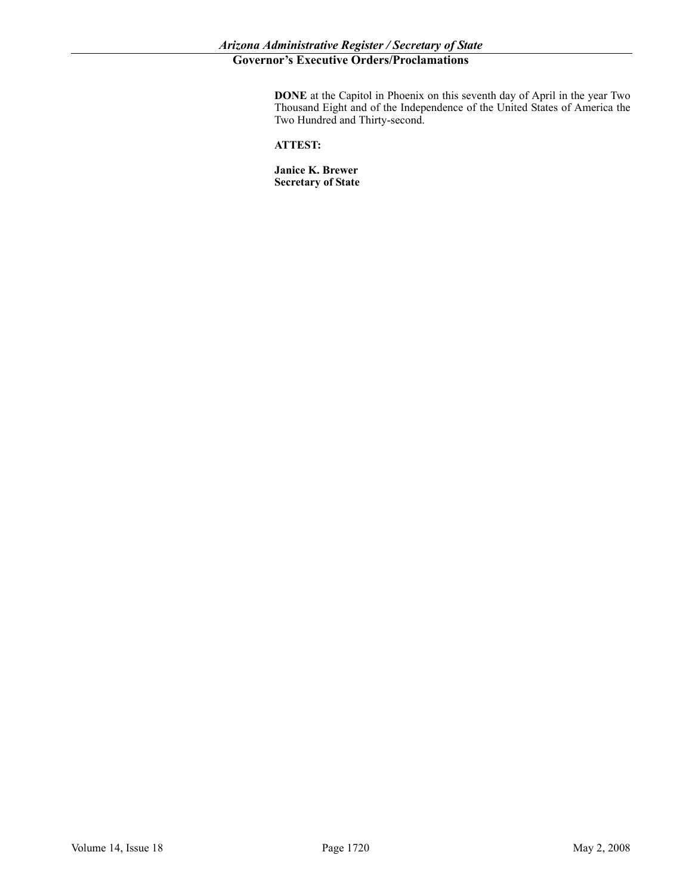**DONE** at the Capitol in Phoenix on this seventh day of April in the year Two Thousand Eight and of the Independence of the United States of America the Two Hundred and Thirty-second.

**ATTEST:**

**Janice K. Brewer**
**Secretary of State**